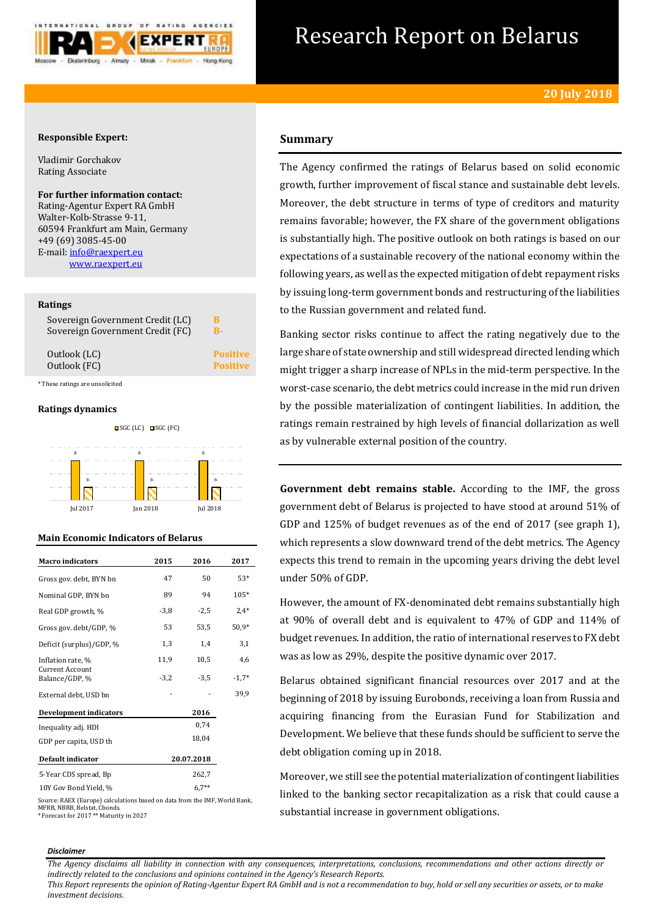# Research Report on Belarus

**20 July 2018**

**Responsible Expert:**

Vladimir Gorchakov
Rating Associate

**For further information contact:**
Rating-Agentur Expert RA GmbH
Walter-Kolb-Strasse 9-11,
60594 Frankfurt am Main, Germany
+49 (69) 3085-45-00
E-mail: info@raexpert.eu
www.raexpert.eu

**Ratings**

| | |
|---|---|
| Sovereign Government Credit (LC) | B |
| Sovereign Government Credit (FC) | B- |
| Outlook (LC) | Positive |
| Outlook (FC) | Positive |

*These ratings are unsolicited

**Ratings dynamics**

| | Jul 2017 | Jan 2018 | Jul 2018 |
|---|---|---|---|
| SGC (LC) | B | B | B |
| SGC (FC) | B- | B- | B- |

**Main Economic Indicators of Belarus**

| Macro indicators | 2015 | 2016 | 2017 |
|---|---|---|---|
| Gross gov. debt, BYN bn | 47 | 50 | 53* |
| Nominal GDP, BYN bn | 89 | 94 | 105* |
| Real GDP growth, % | -3,8 | -2,5 | 2,4* |
| Gross gov. debt/GDP, % | 53 | 53,5 | 50,9* |
| Deficit (surplus)/GDP, % | 1,3 | 1,4 | 3,1 |
| Inflation rate, % | 11,9 | 10,5 | 4,6 |
| Current Account Balance/GDP, % | -3,2 | -3,5 | -1,7* |
| External debt, USD bn | - | - | 39,9 |

| Development indicators | 2016 |
|---|---|
| Inequality adj. HDI | 0,74 |
| GDP per capita, USD th | 18,04 |

| Default indicator | 20.07.2018 |
|---|---|
| 5-Year CDS spread, Bp | 262,7 |
| 10Y Gov Bond Yield, % | 6,7** |

Source: RAEX (Europe) calculations based on data from the IMF, World Bank, MFRB, NBRB, Belstat, Cbonds.
*Forecast for 2017 ** Maturity in 2027

## Summary

The Agency confirmed the ratings of Belarus based on solid economic growth, further improvement of fiscal stance and sustainable debt levels. Moreover, the debt structure in terms of type of creditors and maturity remains favorable; however, the FX share of the government obligations is substantially high. The positive outlook on both ratings is based on our expectations of a sustainable recovery of the national economy within the following years, as well as the expected mitigation of debt repayment risks by issuing long-term government bonds and restructuring of the liabilities to the Russian government and related fund.

Banking sector risks continue to affect the rating negatively due to the large share of state ownership and still widespread directed lending which might trigger a sharp increase of NPLs in the mid-term perspective. In the worst-case scenario, the debt metrics could increase in the mid run driven by the possible materialization of contingent liabilities. In addition, the ratings remain restrained by high levels of financial dollarization as well as by vulnerable external position of the country.

**Government debt remains stable.** According to the IMF, the gross government debt of Belarus is projected to have stood at around 51% of GDP and 125% of budget revenues as of the end of 2017 (see graph 1), which represents a slow downward trend of the debt metrics. The Agency expects this trend to remain in the upcoming years driving the debt level under 50% of GDP.

However, the amount of FX-denominated debt remains substantially high at 90% of overall debt and is equivalent to 47% of GDP and 114% of budget revenues. In addition, the ratio of international reserves to FX debt was as low as 29%, despite the positive dynamic over 2017.

Belarus obtained significant financial resources over 2017 and at the beginning of 2018 by issuing Eurobonds, receiving a loan from Russia and acquiring financing from the Eurasian Fund for Stabilization and Development. We believe that these funds should be sufficient to serve the debt obligation coming up in 2018.

Moreover, we still see the potential materialization of contingent liabilities linked to the banking sector recapitalization as a risk that could cause a substantial increase in government obligations.

***Disclaimer***

*The Agency disclaims all liability in connection with any consequences, interpretations, conclusions, recommendations and other actions directly or indirectly related to the conclusions and opinions contained in the Agency's Research Reports.*
*This Report represents the opinion of Rating-Agentur Expert RA GmbH and is not a recommendation to buy, hold or sell any securities or assets, or to make investment decisions.*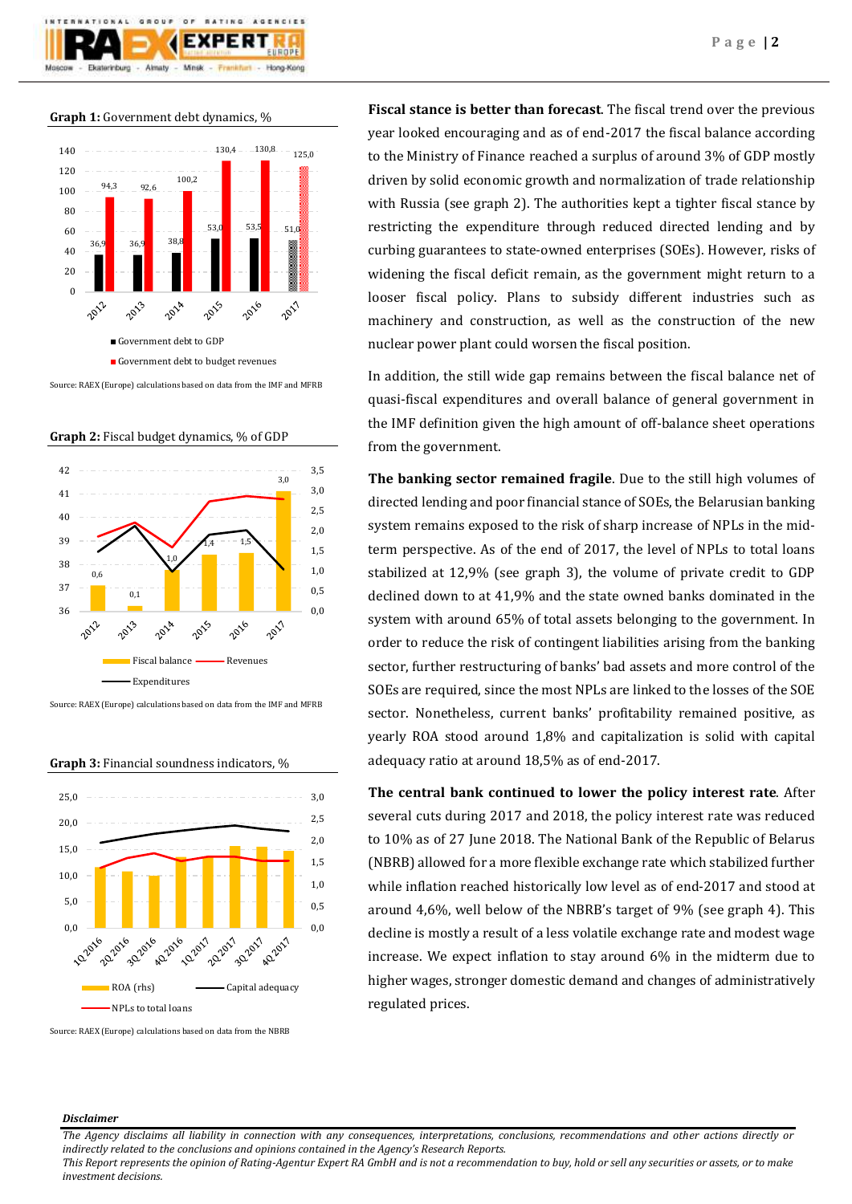**Graph 1:** Government debt dynamics, %

Source: RAEX (Europe) calculations based on data from the IMF and MFRB

**Graph 2:** Fiscal budget dynamics, % of GDP

Source: RAEX (Europe) calculations based on data from the IMF and MFRB

**Graph 3:** Financial soundness indicators, %

Source: RAEX (Europe) calculations based on data from the NBRB

**Fiscal stance is better than forecast**. The fiscal trend over the previous year looked encouraging and as of end-2017 the fiscal balance according to the Ministry of Finance reached a surplus of around 3% of GDP mostly driven by solid economic growth and normalization of trade relationship with Russia (see graph 2). The authorities kept a tighter fiscal stance by restricting the expenditure through reduced directed lending and by curbing guarantees to state-owned enterprises (SOEs). However, risks of widening the fiscal deficit remain, as the government might return to a looser fiscal policy. Plans to subsidy different industries such as machinery and construction, as well as the construction of the new nuclear power plant could worsen the fiscal position.

In addition, the still wide gap remains between the fiscal balance net of quasi-fiscal expenditures and overall balance of general government in the IMF definition given the high amount of off-balance sheet operations from the government.

**The banking sector remained fragile**. Due to the still high volumes of directed lending and poor financial stance of SOEs, the Belarusian banking system remains exposed to the risk of sharp increase of NPLs in the mid-term perspective. As of the end of 2017, the level of NPLs to total loans stabilized at 12,9% (see graph 3), the volume of private credit to GDP declined down to at 41,9% and the state owned banks dominated in the system with around 65% of total assets belonging to the government. In order to reduce the risk of contingent liabilities arising from the banking sector, further restructuring of banks' bad assets and more control of the SOEs are required, since the most NPLs are linked to the losses of the SOE sector. Nonetheless, current banks' profitability remained positive, as yearly ROA stood around 1,8% and capitalization is solid with capital adequacy ratio at around 18,5% as of end-2017.

**The central bank continued to lower the policy interest rate**. After several cuts during 2017 and 2018, the policy interest rate was reduced to 10% as of 27 June 2018. The National Bank of the Republic of Belarus (NBRB) allowed for a more flexible exchange rate which stabilized further while inflation reached historically low level as of end-2017 and stood at around 4,6%, well below of the NBRB's target of 9% (see graph 4). This decline is mostly a result of a less volatile exchange rate and modest wage increase. We expect inflation to stay around 6% in the midterm due to higher wages, stronger domestic demand and changes of administratively regulated prices.

***Disclaimer***

*The Agency disclaims all liability in connection with any consequences, interpretations, conclusions, recommendations and other actions directly or indirectly related to the conclusions and opinions contained in the Agency's Research Reports.*

*This Report represents the opinion of Rating-Agentur Expert RA GmbH and is not a recommendation to buy, hold or sell any securities or assets, or to make investment decisions.*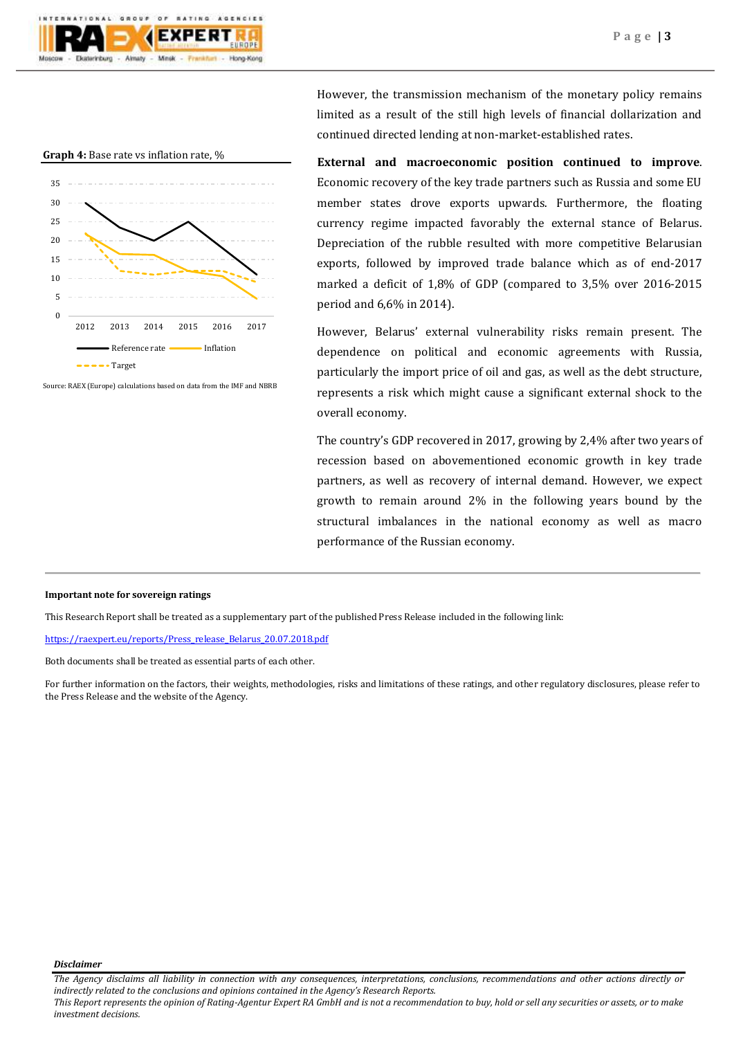However, the transmission mechanism of the monetary policy remains limited as a result of the still high levels of financial dollarization and continued directed lending at non-market-established rates.

**Graph 4:** Base rate vs inflation rate, %

35
30
25
20
15
10
5
0
2012 2013 2014 2015 2016 2017

Reference rate
Inflation
Target

Source: RAEX (Europe) calculations based on data from the IMF and NBRB

**External and macroeconomic position continued to improve.** Economic recovery of the key trade partners such as Russia and some EU member states drove exports upwards. Furthermore, the floating currency regime impacted favorably the external stance of Belarus. Depreciation of the rubble resulted with more competitive Belarusian exports, followed by improved trade balance which as of end-2017 marked a deficit of 1,8% of GDP (compared to 3,5% over 2016-2015 period and 6,6% in 2014).

However, Belarus' external vulnerability risks remain present. The dependence on political and economic agreements with Russia, particularly the import price of oil and gas, as well as the debt structure, represents a risk which might cause a significant external shock to the overall economy.

The country's GDP recovered in 2017, growing by 2,4% after two years of recession based on abovementioned economic growth in key trade partners, as well as recovery of internal demand. However, we expect growth to remain around 2% in the following years bound by the structural imbalances in the national economy as well as macro performance of the Russian economy.

---

**Important note for sovereign ratings**

This Research Report shall be treated as a supplementary part of the published Press Release included in the following link:

https://raexpert.eu/reports/Press_release_Belarus_20.07.2018.pdf

Both documents shall be treated as essential parts of each other.

For further information on the factors, their weights, methodologies, risks and limitations of these ratings, and other regulatory disclosures, please refer to the Press Release and the website of the Agency.

***Disclaimer***

*The Agency disclaims all liability in connection with any consequences, interpretations, conclusions, recommendations and other actions directly or indirectly related to the conclusions and opinions contained in the Agency's Research Reports.*
*This Report represents the opinion of Rating-Agentur Expert RA GmbH and is not a recommendation to buy, hold or sell any securities or assets, or to make investment decisions.*